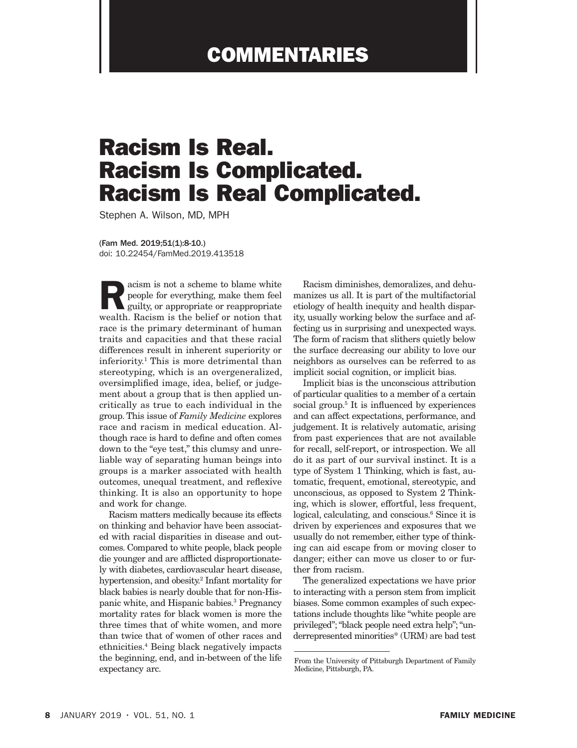COMMENTARIES

# Racism Is Real. Racism Is Complicated. Racism Is Real Complicated.

Stephen A. Wilson, MD, MPH

(Fam Med. 2019;51(1):8-10.)
doi: 10.22454/FamMed.2019.413518

Racism is not a scheme to blame white people for everything, make them feel guilty, or appropriate or reappropriate wealth. Racism is the belief or notion that race is the primary determinant of human traits and capacities and that these racial differences result in inherent superiority or inferiority.[1] This is more detrimental than stereotyping, which is an overgeneralized, oversimplified image, idea, belief, or judgement about a group that is then applied uncritically as true to each individual in the group. This issue of *Family Medicine* explores race and racism in medical education. Although race is hard to define and often comes down to the "eye test," this clumsy and unreliable way of separating human beings into groups is a marker associated with health outcomes, unequal treatment, and reflexive thinking. It is also an opportunity to hope and work for change.

Racism matters medically because its effects on thinking and behavior have been associated with racial disparities in disease and outcomes. Compared to white people, black people die younger and are afflicted disproportionately with diabetes, cardiovascular heart disease, hypertension, and obesity.[2] Infant mortality for black babies is nearly double that for non-Hispanic white, and Hispanic babies.[3] Pregnancy mortality rates for black women is more the three times that of white women, and more than twice that of women of other races and ethnicities.[4] Being black negatively impacts the beginning, end, and in-between of the life expectancy arc.

Racism diminishes, demoralizes, and dehumanizes us all. It is part of the multifactorial etiology of health inequity and health disparity, usually working below the surface and affecting us in surprising and unexpected ways. The form of racism that slithers quietly below the surface decreasing our ability to love our neighbors as ourselves can be referred to as implicit social cognition, or implicit bias.

Implicit bias is the unconscious attribution of particular qualities to a member of a certain social group.[5] It is influenced by experiences and can affect expectations, performance, and judgement. It is relatively automatic, arising from past experiences that are not available for recall, self-report, or introspection. We all do it as part of our survival instinct. It is a type of System 1 Thinking, which is fast, automatic, frequent, emotional, stereotypic, and unconscious, as opposed to System 2 Thinking, which is slower, effortful, less frequent, logical, calculating, and conscious.[6] Since it is driven by experiences and exposures that we usually do not remember, either type of thinking can aid escape from or moving closer to danger; either can move us closer to or further from racism.

The generalized expectations we have prior to interacting with a person stem from implicit biases. Some common examples of such expectations include thoughts like "white people are privileged"; "black people need extra help"; "underrepresented minorities* (URM) are bad test

From the University of Pittsburgh Department of Family Medicine, Pittsburgh, PA.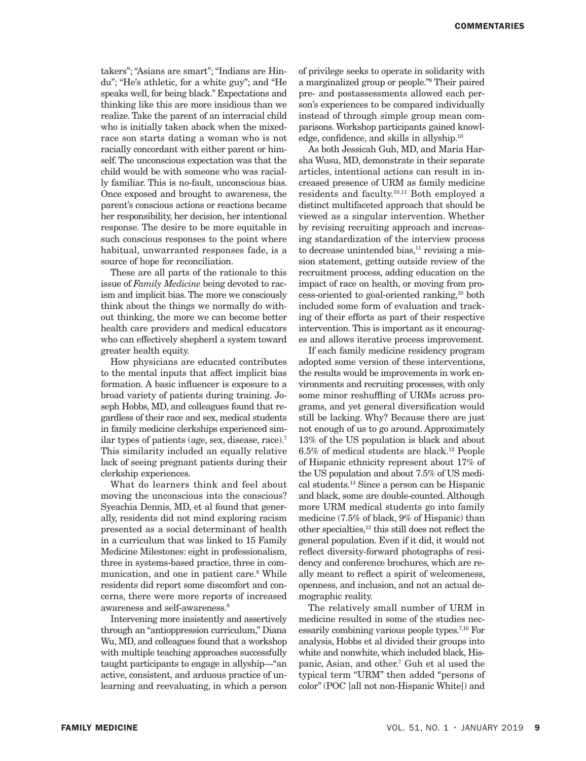takers"; "Asians are smart"; "Indians are Hindu"; "He's athletic, for a white guy"; and "He speaks well, for being black." Expectations and thinking like this are more insidious than we realize. Take the parent of an interracial child who is initially taken aback when the mixed-race son starts dating a woman who is not racially concordant with either parent or himself. The unconscious expectation was that the child would be with someone who was racially familiar. This is no-fault, unconscious bias. Once exposed and brought to awareness, the parent's conscious actions or reactions became her responsibility, her decision, her intentional response. The desire to be more equitable in such conscious responses to the point where habitual, unwarranted responses fade, is a source of hope for reconciliation.

These are all parts of the rationale to this issue of *Family Medicine* being devoted to racism and implicit bias. The more we consciously think about the things we normally do without thinking, the more we can become better health care providers and medical educators who can effectively shepherd a system toward greater health equity.

How physicians are educated contributes to the mental inputs that affect implicit bias formation. A basic influencer is exposure to a broad variety of patients during training. Joseph Hobbs, MD, and colleagues found that regardless of their race and sex, medical students in family medicine clerkships experienced similar types of patients (age, sex, disease, race).[7] This similarity included an equally relative lack of seeing pregnant patients during their clerkship experiences.

What do learners think and feel about moving the unconscious into the conscious? Syeachia Dennis, MD, et al found that generally, residents did not mind exploring racism presented as a social determinant of health in a curriculum that was linked to 15 Family Medicine Milestones: eight in professionalism, three in systems-based practice, three in communication, and one in patient care.[8] While residents did report some discomfort and concerns, there were more reports of increased awareness and self-awareness.[8]

Intervening more insistently and assertively through an "antioppression curriculum," Diana Wu, MD, and colleagues found that a workshop with multiple teaching approaches successfully taught participants to engage in allyship—"an active, consistent, and arduous practice of unlearning and reevaluating, in which a person of privilege seeks to operate in solidarity with a marginalized group or people."[9] Their paired pre- and postassessments allowed each person's experiences to be compared individually instead of through simple group mean comparisons. Workshop participants gained knowledge, confidence, and skills in allyship.[10]

As both Jessicah Guh, MD, and Maria Harsha Wusu, MD, demonstrate in their separate articles, intentional actions can result in increased presence of URM as family medicine residents and faculty.[10,11] Both employed a distinct multifaceted approach that should be viewed as a singular intervention. Whether by revising recruiting approach and increasing standardization of the interview process to decrease unintended bias,[11] revising a mission statement, getting outside review of the recruitment process, adding education on the impact of race on health, or moving from process-oriented to goal-oriented ranking,[10] both included some form of evaluation and tracking of their efforts as part of their respective intervention. This is important as it encourages and allows iterative process improvement.

If each family medicine residency program adopted some version of these interventions, the results would be improvements in work environments and recruiting processes, with only some minor reshuffling of URMs across programs, and yet general diversification would still be lacking. Why? Because there are just not enough of us to go around. Approximately 13% of the US population is black and about 6.5% of medical students are black.[12] People of Hispanic ethnicity represent about 17% of the US population and about 7.5% of US medical students.[13] Since a person can be Hispanic and black, some are double-counted. Although more URM medical students go into family medicine (7.5% of black, 9% of Hispanic) than other specialties,[13] this still does not reflect the general population. Even if it did, it would not reflect diversity-forward photographs of residency and conference brochures, which are really meant to reflect a spirit of welcomeness, openness, and inclusion, and not an actual demographic reality.

The relatively small number of URM in medicine resulted in some of the studies necessarily combining various people types.[7,10] For analysis, Hobbs et al divided their groups into white and nonwhite, which included black, Hispanic, Asian, and other.[7] Guh et al used the typical term "URM" then added "persons of color" (POC [all not non-Hispanic White]) and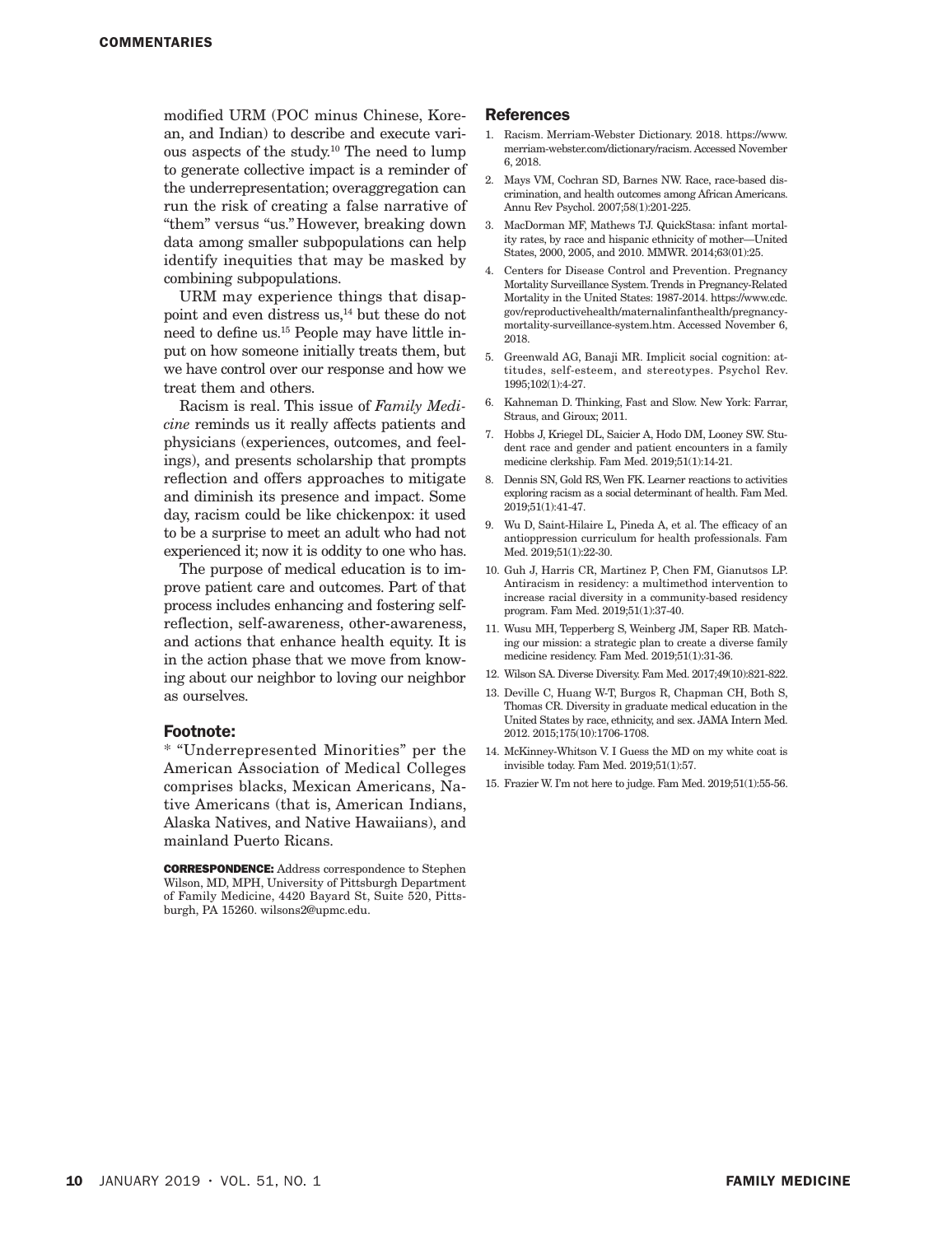modified URM (POC minus Chinese, Korean, and Indian) to describe and execute various aspects of the study.[10] The need to lump to generate collective impact is a reminder of the underrepresentation; overaggregation can run the risk of creating a false narrative of "them" versus "us." However, breaking down data among smaller subpopulations can help identify inequities that may be masked by combining subpopulations.

URM may experience things that disappoint and even distress us,[14] but these do not need to define us.[15] People may have little input on how someone initially treats them, but we have control over our response and how we treat them and others.

Racism is real. This issue of *Family Medicine* reminds us it really affects patients and physicians (experiences, outcomes, and feelings), and presents scholarship that prompts reflection and offers approaches to mitigate and diminish its presence and impact. Some day, racism could be like chickenpox: it used to be a surprise to meet an adult who had not experienced it; now it is oddity to one who has.

The purpose of medical education is to improve patient care and outcomes. Part of that process includes enhancing and fostering self-reflection, self-awareness, other-awareness, and actions that enhance health equity. It is in the action phase that we move from knowing about our neighbor to loving our neighbor as ourselves.

## Footnote:

* "Underrepresented Minorities" per the American Association of Medical Colleges comprises blacks, Mexican Americans, Native Americans (that is, American Indians, Alaska Natives, and Native Hawaiians), and mainland Puerto Ricans.

**CORRESPONDENCE:** Address correspondence to Stephen Wilson, MD, MPH, University of Pittsburgh Department of Family Medicine, 4420 Bayard St, Suite 520, Pittsburgh, PA 15260. wilsons2@upmc.edu.

## References

1. Racism. Merriam-Webster Dictionary. 2018. https://www.merriam-webster.com/dictionary/racism. Accessed November 6, 2018.
2. Mays VM, Cochran SD, Barnes NW. Race, race-based discrimination, and health outcomes among African Americans. Annu Rev Psychol. 2007;58(1):201-225.
3. MacDorman MF, Mathews TJ. QuickStasa: infant mortality rates, by race and hispanic ethnicity of mother—United States, 2000, 2005, and 2010. MMWR. 2014;63(01):25.
4. Centers for Disease Control and Prevention. Pregnancy Mortality Surveillance System. Trends in Pregnancy-Related Mortality in the United States: 1987-2014. https://www.cdc.gov/reproductivehealth/maternalinfanthealth/pregnancy-mortality-surveillance-system.htm. Accessed November 6, 2018.
5. Greenwald AG, Banaji MR. Implicit social cognition: attitudes, self-esteem, and stereotypes. Psychol Rev. 1995;102(1):4-27.
6. Kahneman D. Thinking, Fast and Slow. New York: Farrar, Straus, and Giroux; 2011.
7. Hobbs J, Kriegel DL, Saicier A, Hodo DM, Looney SW. Student race and gender and patient encounters in a family medicine clerkship. Fam Med. 2019;51(1):14-21.
8. Dennis SN, Gold RS, Wen FK. Learner reactions to activities exploring racism as a social determinant of health. Fam Med. 2019;51(1):41-47.
9. Wu D, Saint-Hilaire L, Pineda A, et al. The efficacy of an antioppression curriculum for health professionals. Fam Med. 2019;51(1):22-30.
10. Guh J, Harris CR, Martinez P, Chen FM, Gianutsos LP. Antiracism in residency: a multimethod intervention to increase racial diversity in a community-based residency program. Fam Med. 2019;51(1):37-40.
11. Wusu MH, Tepperberg S, Weinberg JM, Saper RB. Matching our mission: a strategic plan to create a diverse family medicine residency. Fam Med. 2019;51(1):31-36.
12. Wilson SA. Diverse Diversity. Fam Med. 2017;49(10):821-822.
13. Deville C, Huang W-T, Burgos R, Chapman CH, Both S, Thomas CR. Diversity in graduate medical education in the United States by race, ethnicity, and sex. JAMA Intern Med. 2012. 2015;175(10):1706-1708.
14. McKinney-Whitson V. I Guess the MD on my white coat is invisible today. Fam Med. 2019;51(1):57.
15. Frazier W. I'm not here to judge. Fam Med. 2019;51(1):55-56.